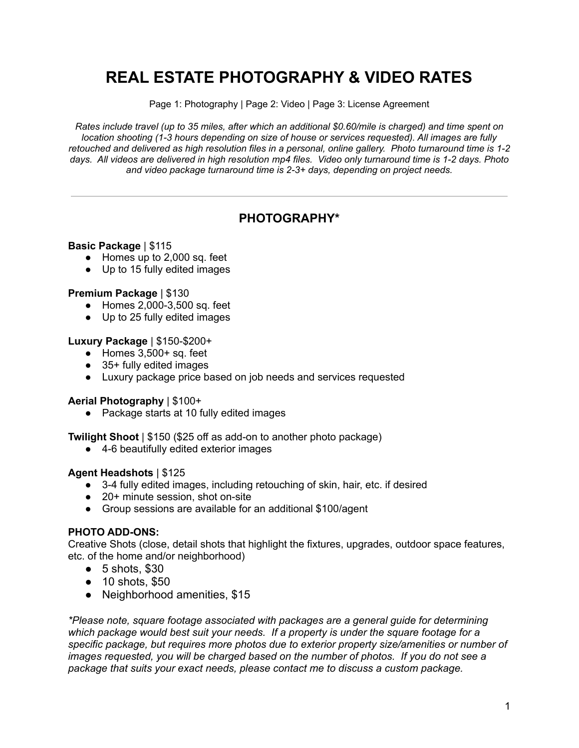# REAL ESTATE PHOTOGRAPHY & VIDEO RATES

Page 1: Photography | Page 2: Video | Page 3: License Agreement

*Rates include travel (up to 35 miles, after which an additional $0.60/mile is charged) and time spent on location shooting (1-3 hours depending on size of house or services requested). All images are fully retouched and delivered as high resolution files in a personal, online gallery. Photo turnaround time is 1-2 days. All videos are delivered in high resolution mp4 files. Video only turnaround time is 1-2 days. Photo and video package turnaround time is 2-3+ days, depending on project needs.*

---

## PHOTOGRAPHY*

**Basic Package** | $115
- Homes up to 2,000 sq. feet
- Up to 15 fully edited images

**Premium Package** | $130
- Homes 2,000-3,500 sq. feet
- Up to 25 fully edited images

**Luxury Package** | $150-$200+
- Homes 3,500+ sq. feet
- 35+ fully edited images
- Luxury package price based on job needs and services requested

**Aerial Photography** | $100+
- Package starts at 10 fully edited images

**Twilight Shoot** | $150 ($25 off as add-on to another photo package)
- 4-6 beautifully edited exterior images

**Agent Headshots** | $125
- 3-4 fully edited images, including retouching of skin, hair, etc. if desired
- 20+ minute session, shot on-site
- Group sessions are available for an additional $100/agent

**PHOTO ADD-ONS:**
Creative Shots (close, detail shots that highlight the fixtures, upgrades, outdoor space features, etc. of the home and/or neighborhood)
- 5 shots, $30
- 10 shots, $50
- Neighborhood amenities, $15

**Please note, square footage associated with packages are a general guide for determining which package would best suit your needs. If a property is under the square footage for a specific package, but requires more photos due to exterior property size/amenities or number of images requested, you will be charged based on the number of photos. If you do not see a package that suits your exact needs, please contact me to discuss a custom package.*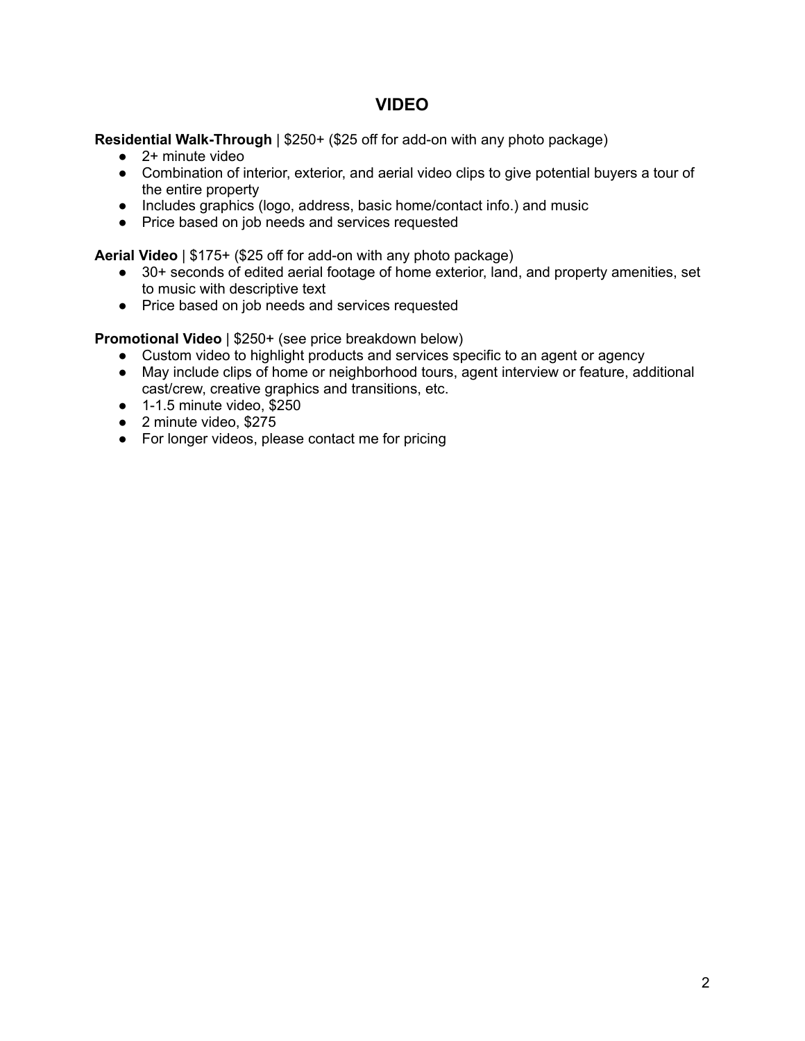# VIDEO

**Residential Walk-Through** | $250+ ($25 off for add-on with any photo package)

- 2+ minute video
- Combination of interior, exterior, and aerial video clips to give potential buyers a tour of the entire property
- Includes graphics (logo, address, basic home/contact info.) and music
- Price based on job needs and services requested

**Aerial Video** | $175+ ($25 off for add-on with any photo package)

- 30+ seconds of edited aerial footage of home exterior, land, and property amenities, set to music with descriptive text
- Price based on job needs and services requested

**Promotional Video** | $250+ (see price breakdown below)

- Custom video to highlight products and services specific to an agent or agency
- May include clips of home or neighborhood tours, agent interview or feature, additional cast/crew, creative graphics and transitions, etc.
- 1-1.5 minute video, $250
- 2 minute video, $275
- For longer videos, please contact me for pricing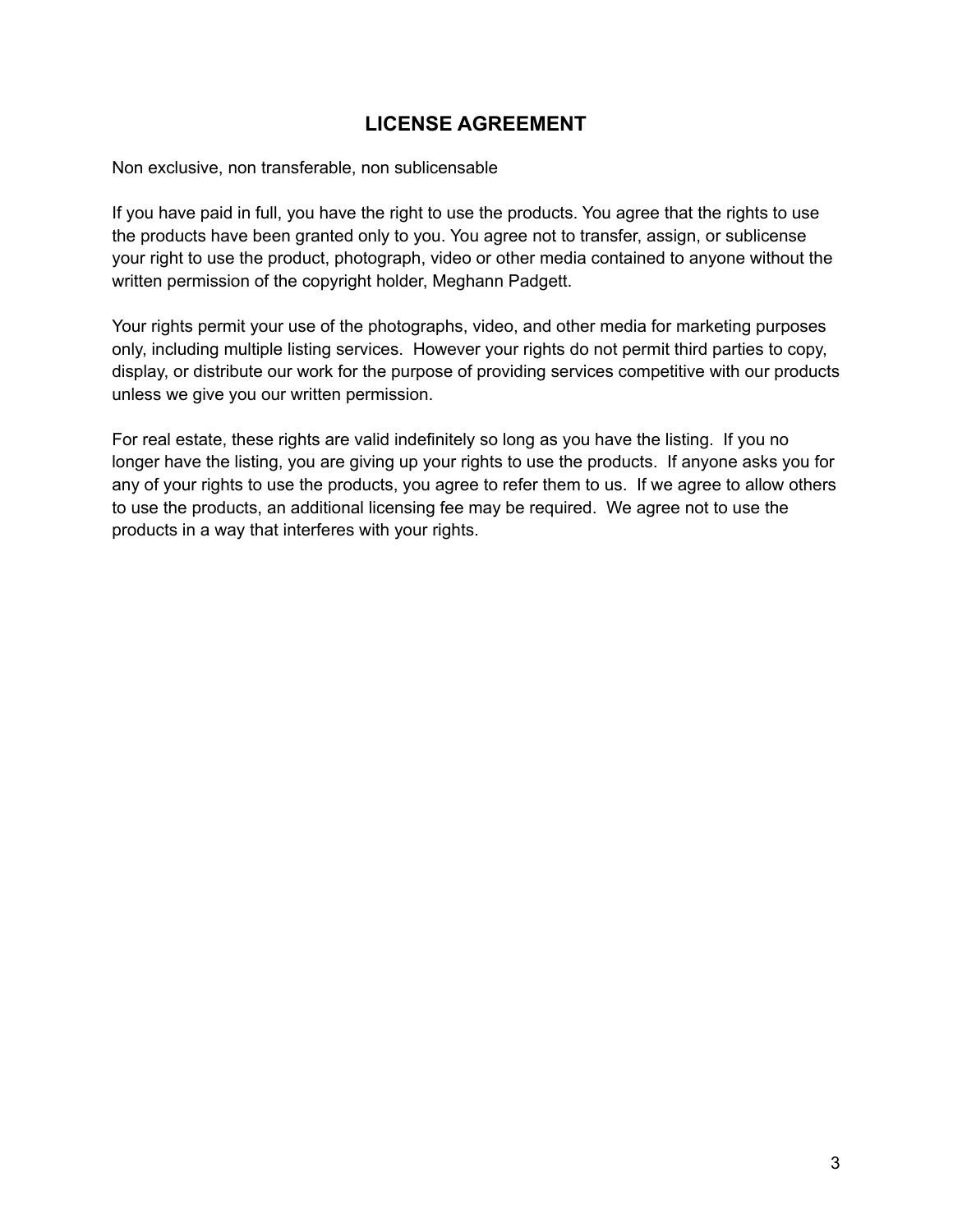# LICENSE AGREEMENT

Non exclusive, non transferable, non sublicensable

If you have paid in full, you have the right to use the products. You agree that the rights to use the products have been granted only to you. You agree not to transfer, assign, or sublicense your right to use the product, photograph, video or other media contained to anyone without the written permission of the copyright holder, Meghann Padgett.

Your rights permit your use of the photographs, video, and other media for marketing purposes only, including multiple listing services. However your rights do not permit third parties to copy, display, or distribute our work for the purpose of providing services competitive with our products unless we give you our written permission.

For real estate, these rights are valid indefinitely so long as you have the listing. If you no longer have the listing, you are giving up your rights to use the products. If anyone asks you for any of your rights to use the products, you agree to refer them to us. If we agree to allow others to use the products, an additional licensing fee may be required. We agree not to use the products in a way that interferes with your rights.